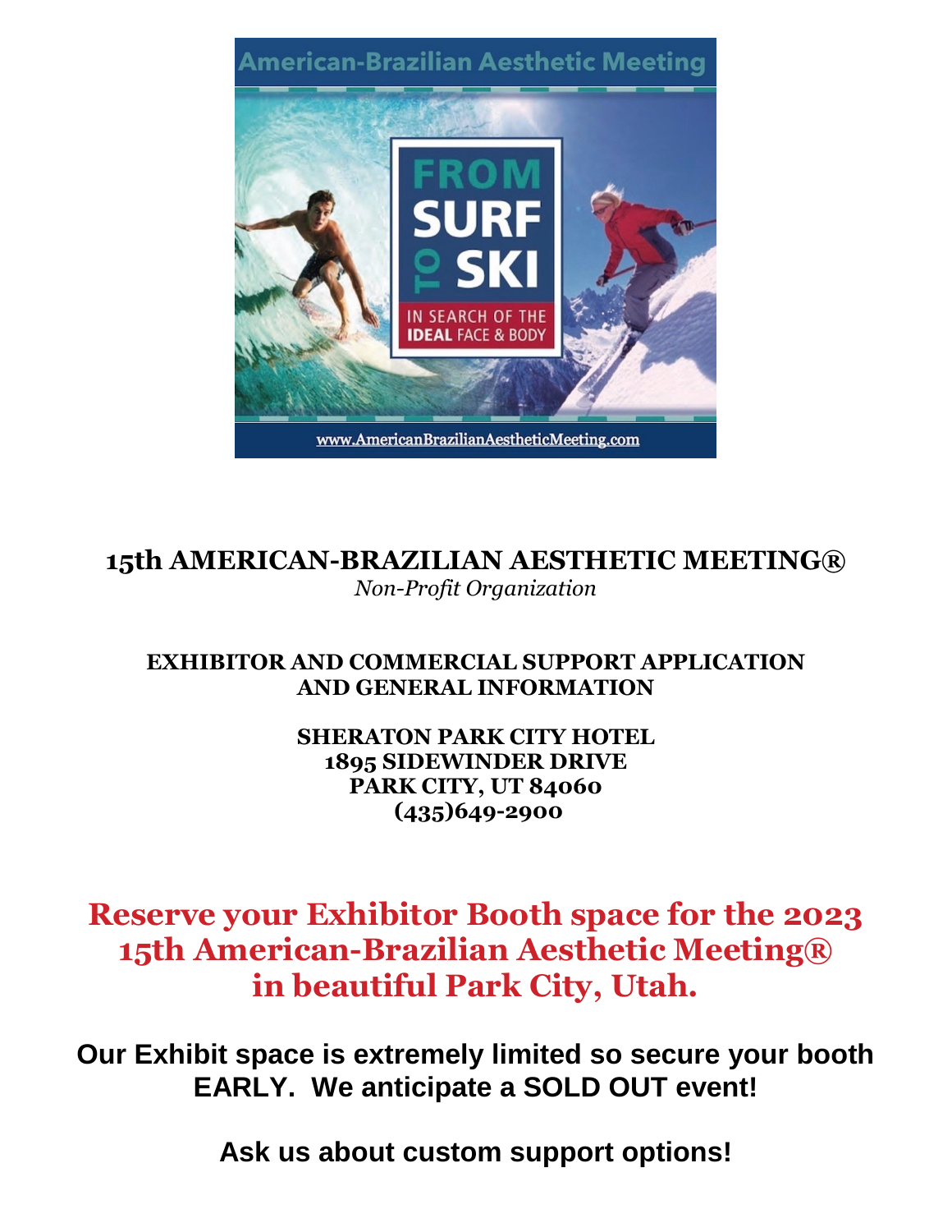# 15th AMERICAN-BRAZILIAN AESTHETIC MEETING®

*Non-Profit Organization*

## EXHIBITOR AND COMMERCIAL SUPPORT APPLICATION AND GENERAL INFORMATION

**SHERATON PARK CITY HOTEL**
**1895 SIDEWINDER DRIVE**
**PARK CITY, UT 84060**
**(435)649-2900**

## Reserve your Exhibitor Booth space for the 2023 15th American-Brazilian Aesthetic Meeting® in beautiful Park City, Utah.

**Our Exhibit space is extremely limited so secure your booth EARLY. We anticipate a SOLD OUT event!**

**Ask us about custom support options!**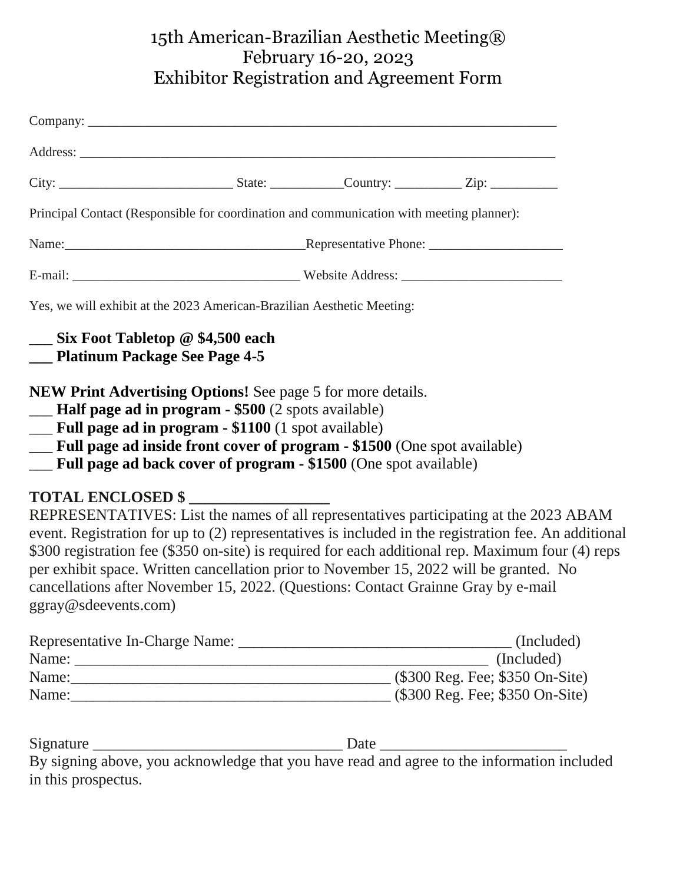# 15th American-Brazilian Aesthetic Meeting®
# February 16-20, 2023
# Exhibitor Registration and Agreement Form

Company: ______________________________________________________________________

Address: ______________________________________________________________________

City: __________________________ State: ___________Country: __________ Zip: __________

Principal Contact (Responsible for coordination and communication with meeting planner):

Name:_____________________________________Representative Phone: ____________________

E-mail: _________________________________ Website Address: ________________________

Yes, we will exhibit at the 2023 American-Brazilian Aesthetic Meeting:

**___ Six Foot Tabletop @ $4,500 each**
**___ Platinum Package See Page 4-5**

**NEW Print Advertising Options!** See page 5 for more details.
___ **Half page ad in program - $500** (2 spots available)
___ **Full page ad in program - $1100** (1 spot available)
___ **Full page ad inside front cover of program - $1500** (One spot available)
___ **Full page ad back cover of program - $1500** (One spot available)

**TOTAL ENCLOSED $ __________________**

REPRESENTATIVES: List the names of all representatives participating at the 2023 ABAM event. Registration for up to (2) representatives is included in the registration fee. An additional $300 registration fee ($350 on-site) is required for each additional rep. Maximum four (4) reps per exhibit space. Written cancellation prior to November 15, 2022 will be granted. No cancellations after November 15, 2022. (Questions: Contact Grainne Gray by e-mail ggray@sdeevents.com)

Representative In-Charge Name: ___________________________________ (Included)
Name: __________________________________________________ (Included)
Name:__________________________________________ ($300 Reg. Fee; $350 On-Site)
Name:__________________________________________ ($300 Reg. Fee; $350 On-Site)

Signature ________________________________ Date ________________________
By signing above, you acknowledge that you have read and agree to the information included in this prospectus.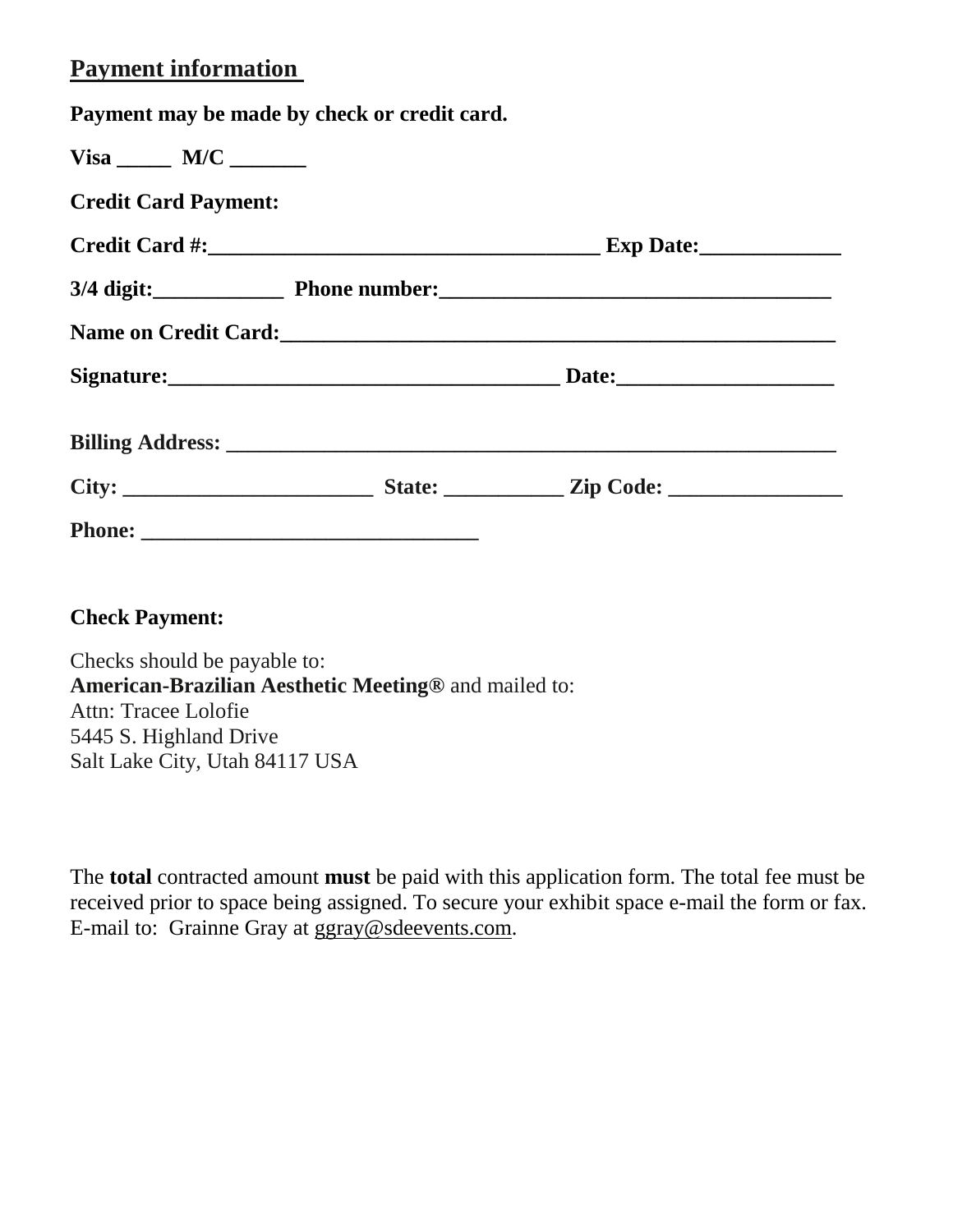## Payment information

**Payment may be made by check or credit card.**

**Visa _____ M/C _______**

**Credit Card Payment:**

**Credit Card #:____________________________________ Exp Date:_____________**

**3/4 digit:____________ Phone number:____________________________________**

**Name on Credit Card:____________________________________________________**

**Signature:___________________________________ Date:___________________**

**Billing Address: ________________________________________________________**

**City: ______________________ State: ___________ Zip Code: ________________**

**Phone: ______________________________**

**Check Payment:**

Checks should be payable to:
**American-Brazilian Aesthetic Meeting®** and mailed to:
Attn: Tracee Lolofie
5445 S. Highland Drive
Salt Lake City, Utah 84117 USA

The **total** contracted amount **must** be paid with this application form. The total fee must be received prior to space being assigned. To secure your exhibit space e-mail the form or fax. E-mail to: Grainne Gray at ggray@sdeevents.com.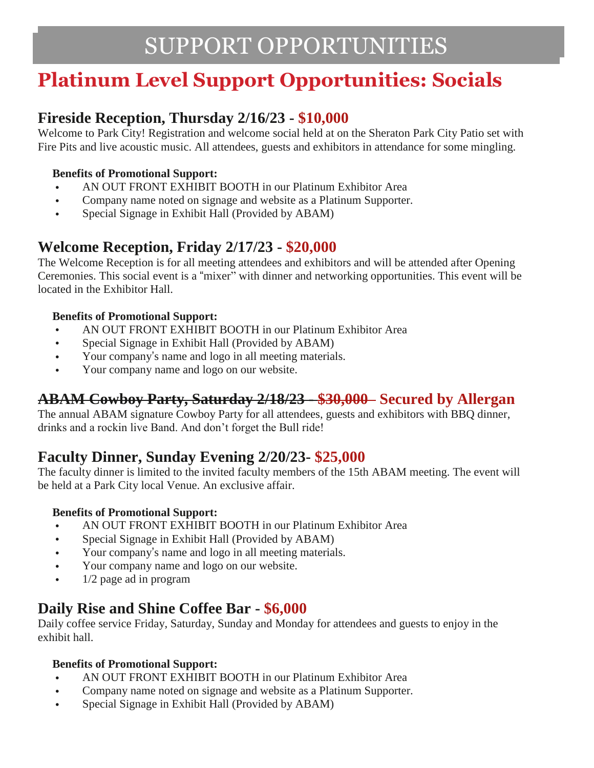# SUPPORT OPPORTUNITIES

## Platinum Level Support Opportunities: Socials

### Fireside Reception, Thursday 2/16/23 - $10,000

Welcome to Park City! Registration and welcome social held at on the Sheraton Park City Patio set with Fire Pits and live acoustic music. All attendees, guests and exhibitors in attendance for some mingling.

**Benefits of Promotional Support:**

- AN OUT FRONT EXHIBIT BOOTH in our Platinum Exhibitor Area
- Company name noted on signage and website as a Platinum Supporter.
- Special Signage in Exhibit Hall (Provided by ABAM)

### Welcome Reception, Friday 2/17/23 - $20,000

The Welcome Reception is for all meeting attendees and exhibitors and will be attended after Opening Ceremonies. This social event is a "mixer" with dinner and networking opportunities. This event will be located in the Exhibitor Hall.

**Benefits of Promotional Support:**

- AN OUT FRONT EXHIBIT BOOTH in our Platinum Exhibitor Area
- Special Signage in Exhibit Hall (Provided by ABAM)
- Your company's name and logo in all meeting materials.
- Your company name and logo on our website.

### ~~ABAM Cowboy Party, Saturday 2/18/23 - $30,000~~ Secured by Allergan

The annual ABAM signature Cowboy Party for all attendees, guests and exhibitors with BBQ dinner, drinks and a rockin live Band. And don't forget the Bull ride!

### Faculty Dinner, Sunday Evening 2/20/23- $25,000

The faculty dinner is limited to the invited faculty members of the 15th ABAM meeting. The event will be held at a Park City local Venue. An exclusive affair.

**Benefits of Promotional Support:**

- AN OUT FRONT EXHIBIT BOOTH in our Platinum Exhibitor Area
- Special Signage in Exhibit Hall (Provided by ABAM)
- Your company's name and logo in all meeting materials.
- Your company name and logo on our website.
- 1/2 page ad in program

### Daily Rise and Shine Coffee Bar - $6,000

Daily coffee service Friday, Saturday, Sunday and Monday for attendees and guests to enjoy in the exhibit hall.

**Benefits of Promotional Support:**

- AN OUT FRONT EXHIBIT BOOTH in our Platinum Exhibitor Area
- Company name noted on signage and website as a Platinum Supporter.
- Special Signage in Exhibit Hall (Provided by ABAM)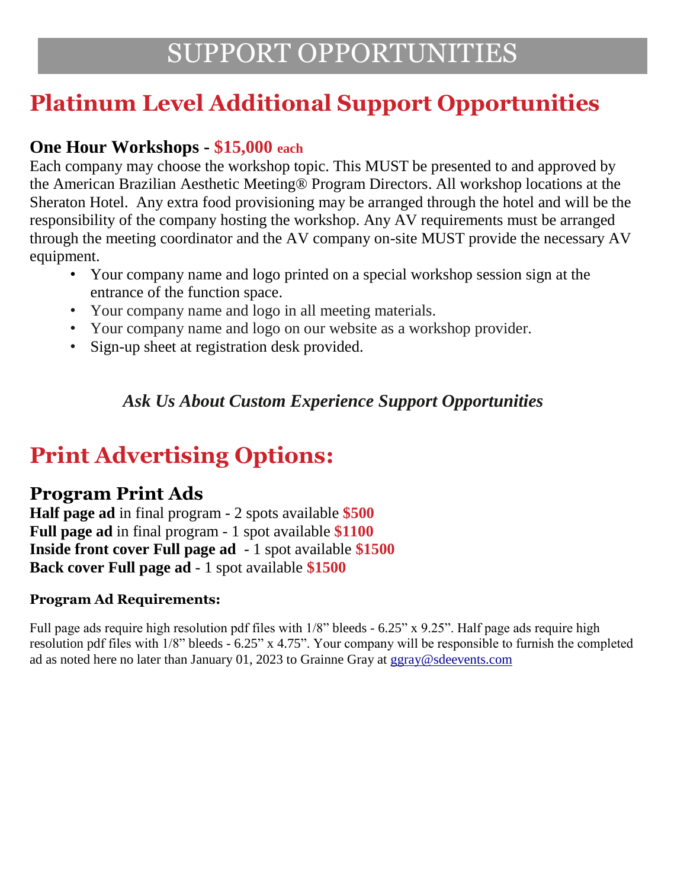# SUPPORT OPPORTUNITIES

## Platinum Level Additional Support Opportunities

### One Hour Workshops - $15,000 each

Each company may choose the workshop topic. This MUST be presented to and approved by the American Brazilian Aesthetic Meeting® Program Directors. All workshop locations at the Sheraton Hotel. Any extra food provisioning may be arranged through the hotel and will be the responsibility of the company hosting the workshop. Any AV requirements must be arranged through the meeting coordinator and the AV company on-site MUST provide the necessary AV equipment.

- Your company name and logo printed on a special workshop session sign at the entrance of the function space.
- Your company name and logo in all meeting materials.
- Your company name and logo on our website as a workshop provider.
- Sign-up sheet at registration desk provided.

***Ask Us About Custom Experience Support Opportunities***

## Print Advertising Options:

### Program Print Ads

**Half page ad** in final program - 2 spots available **$500**
**Full page ad** in final program - 1 spot available **$1100**
**Inside front cover Full page ad** - 1 spot available **$1500**
**Back cover Full page ad** - 1 spot available **$1500**

#### Program Ad Requirements:

Full page ads require high resolution pdf files with 1/8" bleeds - 6.25" x 9.25". Half page ads require high resolution pdf files with 1/8" bleeds - 6.25" x 4.75". Your company will be responsible to furnish the completed ad as noted here no later than January 01, 2023 to Grainne Gray at ggray@sdeevents.com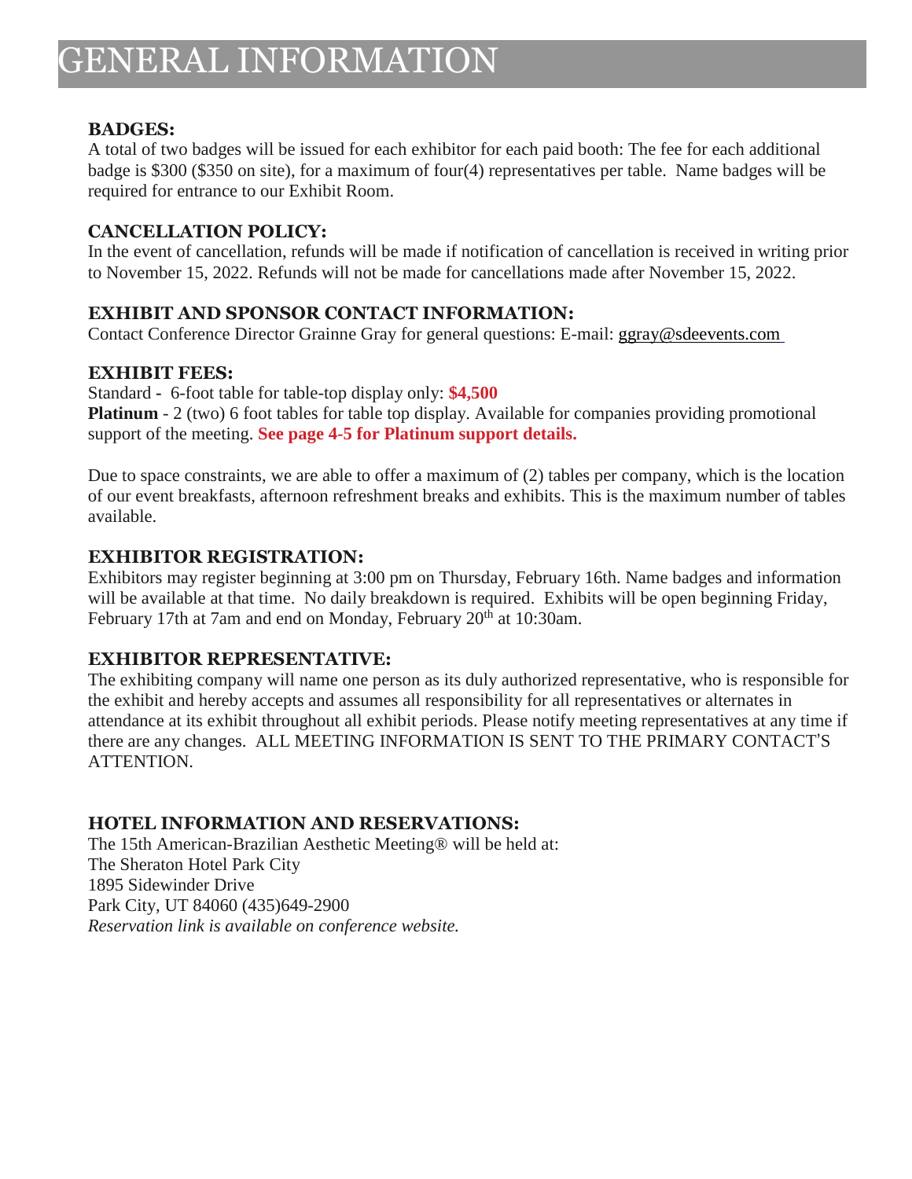# GENERAL INFORMATION

### BADGES:

A total of two badges will be issued for each exhibitor for each paid booth: The fee for each additional badge is $300 ($350 on site), for a maximum of four(4) representatives per table. Name badges will be required for entrance to our Exhibit Room.

### CANCELLATION POLICY:

In the event of cancellation, refunds will be made if notification of cancellation is received in writing prior to November 15, 2022. Refunds will not be made for cancellations made after November 15, 2022.

### EXHIBIT AND SPONSOR CONTACT INFORMATION:

Contact Conference Director Grainne Gray for general questions: E-mail: ggray@sdeevents.com

### EXHIBIT FEES:

Standard - 6-foot table for table-top display only: **$4,500**
**Platinum** - 2 (two) 6 foot tables for table top display. Available for companies providing promotional support of the meeting. **See page 4-5 for Platinum support details.**

Due to space constraints, we are able to offer a maximum of (2) tables per company, which is the location of our event breakfasts, afternoon refreshment breaks and exhibits. This is the maximum number of tables available.

### EXHIBITOR REGISTRATION:

Exhibitors may register beginning at 3:00 pm on Thursday, February 16th. Name badges and information will be available at that time. No daily breakdown is required. Exhibits will be open beginning Friday, February 17th at 7am and end on Monday, February 20th at 10:30am.

### EXHIBITOR REPRESENTATIVE:

The exhibiting company will name one person as its duly authorized representative, who is responsible for the exhibit and hereby accepts and assumes all responsibility for all representatives or alternates in attendance at its exhibit throughout all exhibit periods. Please notify meeting representatives at any time if there are any changes. ALL MEETING INFORMATION IS SENT TO THE PRIMARY CONTACT'S ATTENTION.

### HOTEL INFORMATION AND RESERVATIONS:

The 15th American-Brazilian Aesthetic Meeting® will be held at:
The Sheraton Hotel Park City
1895 Sidewinder Drive
Park City, UT 84060 (435)649-2900
*Reservation link is available on conference website.*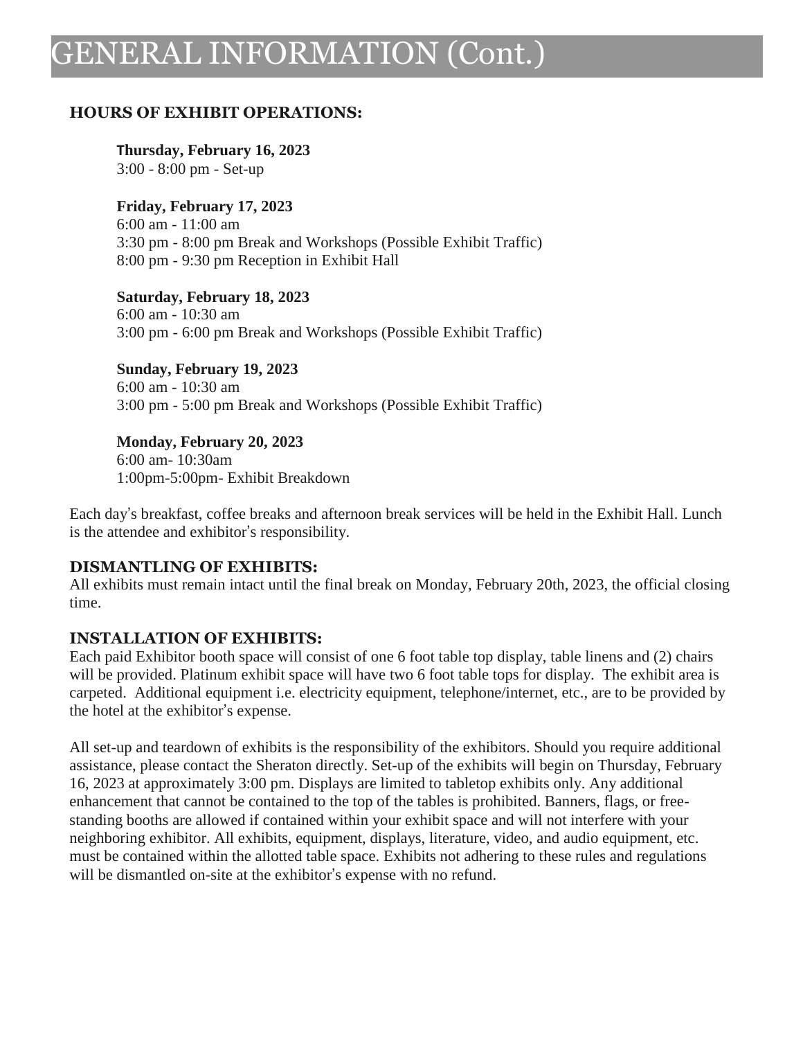# GENERAL INFORMATION (Cont.)

## HOURS OF EXHIBIT OPERATIONS:

**Thursday, February 16, 2023**
3:00 - 8:00 pm - Set-up

**Friday, February 17, 2023**
6:00 am - 11:00 am
3:30 pm - 8:00 pm Break and Workshops (Possible Exhibit Traffic)
8:00 pm - 9:30 pm Reception in Exhibit Hall

**Saturday, February 18, 2023**
6:00 am - 10:30 am
3:00 pm - 6:00 pm Break and Workshops (Possible Exhibit Traffic)

**Sunday, February 19, 2023**
6:00 am - 10:30 am
3:00 pm - 5:00 pm Break and Workshops (Possible Exhibit Traffic)

**Monday, February 20, 2023**
6:00 am- 10:30am
1:00pm-5:00pm- Exhibit Breakdown

Each day's breakfast, coffee breaks and afternoon break services will be held in the Exhibit Hall. Lunch is the attendee and exhibitor's responsibility.

## DISMANTLING OF EXHIBITS:

All exhibits must remain intact until the final break on Monday, February 20th, 2023, the official closing time.

## INSTALLATION OF EXHIBITS:

Each paid Exhibitor booth space will consist of one 6 foot table top display, table linens and (2) chairs will be provided. Platinum exhibit space will have two 6 foot table tops for display. The exhibit area is carpeted. Additional equipment i.e. electricity equipment, telephone/internet, etc., are to be provided by the hotel at the exhibitor's expense.

All set-up and teardown of exhibits is the responsibility of the exhibitors. Should you require additional assistance, please contact the Sheraton directly. Set-up of the exhibits will begin on Thursday, February 16, 2023 at approximately 3:00 pm. Displays are limited to tabletop exhibits only. Any additional enhancement that cannot be contained to the top of the tables is prohibited. Banners, flags, or free-standing booths are allowed if contained within your exhibit space and will not interfere with your neighboring exhibitor. All exhibits, equipment, displays, literature, video, and audio equipment, etc. must be contained within the allotted table space. Exhibits not adhering to these rules and regulations will be dismantled on-site at the exhibitor's expense with no refund.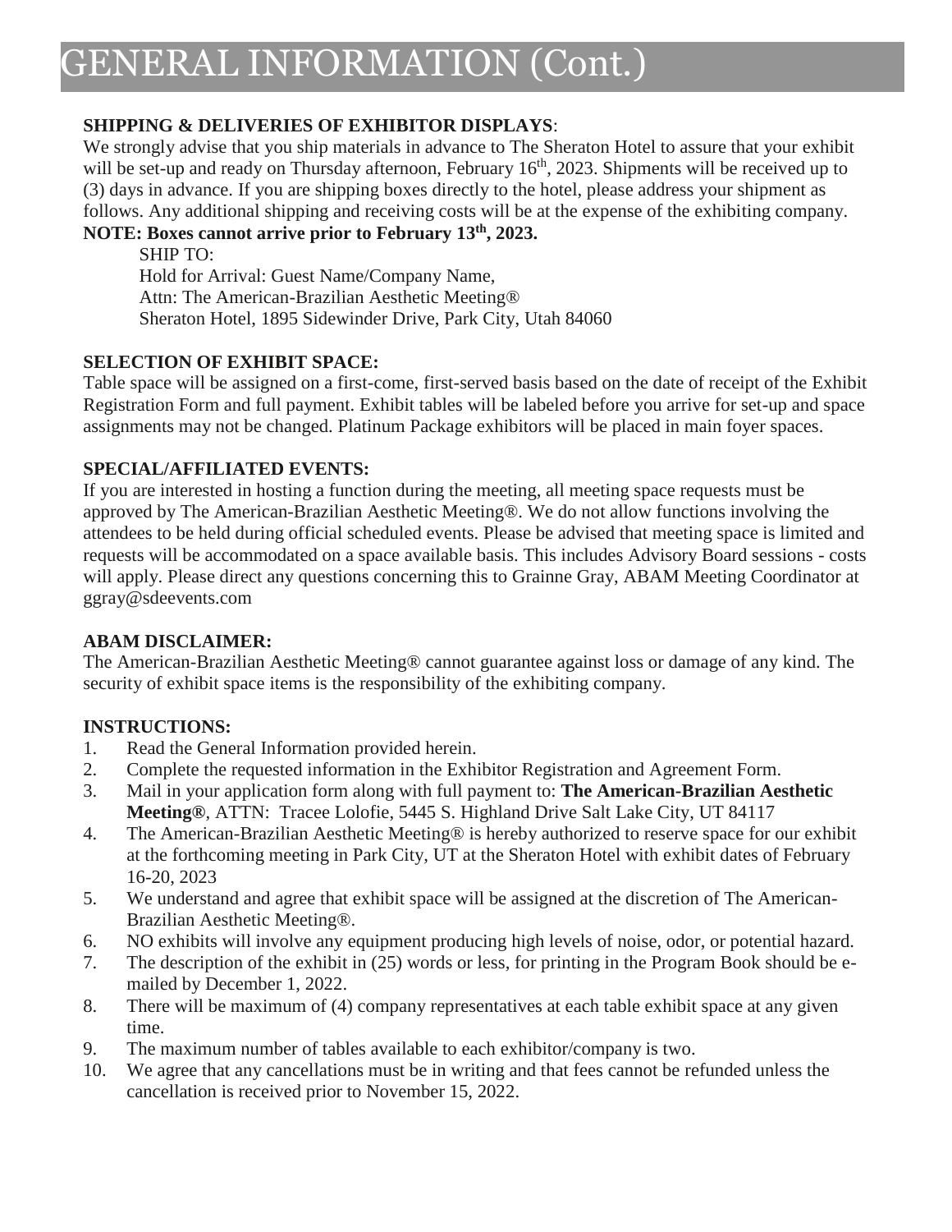# GENERAL INFORMATION (Cont.)

**SHIPPING & DELIVERIES OF EXHIBITOR DISPLAYS**:

We strongly advise that you ship materials in advance to The Sheraton Hotel to assure that your exhibit will be set-up and ready on Thursday afternoon, February 16th, 2023. Shipments will be received up to (3) days in advance. If you are shipping boxes directly to the hotel, please address your shipment as follows. Any additional shipping and receiving costs will be at the expense of the exhibiting company.

**NOTE: Boxes cannot arrive prior to February 13th, 2023.**

SHIP TO:
Hold for Arrival: Guest Name/Company Name,
Attn: The American-Brazilian Aesthetic Meeting®
Sheraton Hotel, 1895 Sidewinder Drive, Park City, Utah 84060

**SELECTION OF EXHIBIT SPACE:**

Table space will be assigned on a first-come, first-served basis based on the date of receipt of the Exhibit Registration Form and full payment. Exhibit tables will be labeled before you arrive for set-up and space assignments may not be changed. Platinum Package exhibitors will be placed in main foyer spaces.

**SPECIAL/AFFILIATED EVENTS:**

If you are interested in hosting a function during the meeting, all meeting space requests must be approved by The American-Brazilian Aesthetic Meeting®. We do not allow functions involving the attendees to be held during official scheduled events. Please be advised that meeting space is limited and requests will be accommodated on a space available basis. This includes Advisory Board sessions - costs will apply. Please direct any questions concerning this to Grainne Gray, ABAM Meeting Coordinator at ggray@sdeevents.com

**ABAM DISCLAIMER:**

The American-Brazilian Aesthetic Meeting® cannot guarantee against loss or damage of any kind. The security of exhibit space items is the responsibility of the exhibiting company.

**INSTRUCTIONS:**

1. Read the General Information provided herein.
2. Complete the requested information in the Exhibitor Registration and Agreement Form.
3. Mail in your application form along with full payment to: **The American-Brazilian Aesthetic Meeting®**, ATTN: Tracee Lolofie, 5445 S. Highland Drive Salt Lake City, UT 84117
4. The American-Brazilian Aesthetic Meeting® is hereby authorized to reserve space for our exhibit at the forthcoming meeting in Park City, UT at the Sheraton Hotel with exhibit dates of February 16-20, 2023
5. We understand and agree that exhibit space will be assigned at the discretion of The American-Brazilian Aesthetic Meeting®.
6. NO exhibits will involve any equipment producing high levels of noise, odor, or potential hazard.
7. The description of the exhibit in (25) words or less, for printing in the Program Book should be e-mailed by December 1, 2022.
8. There will be maximum of (4) company representatives at each table exhibit space at any given time.
9. The maximum number of tables available to each exhibitor/company is two.
10. We agree that any cancellations must be in writing and that fees cannot be refunded unless the cancellation is received prior to November 15, 2022.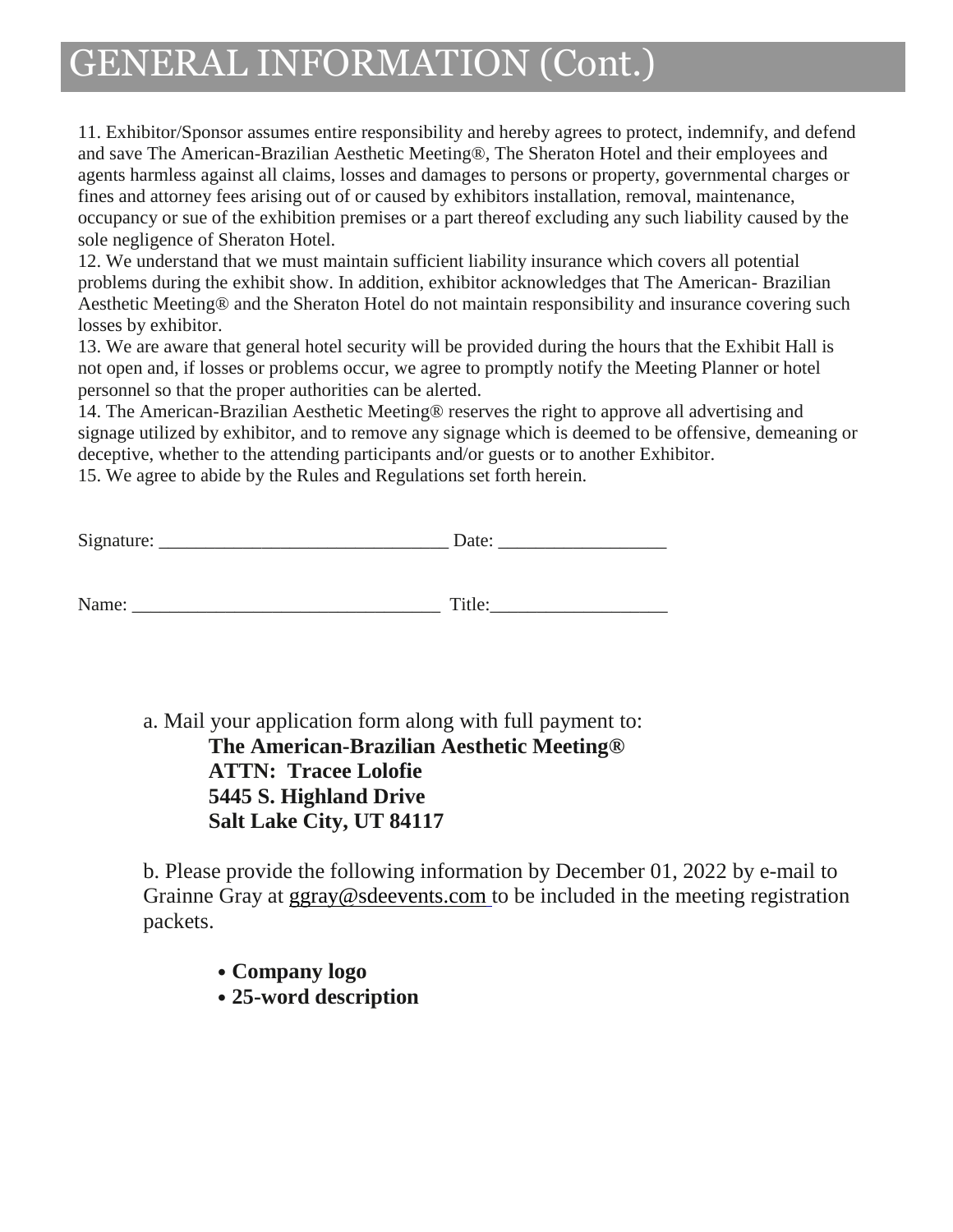# GENERAL INFORMATION (Cont.)

11. Exhibitor/Sponsor assumes entire responsibility and hereby agrees to protect, indemnify, and defend and save The American-Brazilian Aesthetic Meeting®, The Sheraton Hotel and their employees and agents harmless against all claims, losses and damages to persons or property, governmental charges or fines and attorney fees arising out of or caused by exhibitors installation, removal, maintenance, occupancy or sue of the exhibition premises or a part thereof excluding any such liability caused by the sole negligence of Sheraton Hotel.
12. We understand that we must maintain sufficient liability insurance which covers all potential problems during the exhibit show. In addition, exhibitor acknowledges that The American- Brazilian Aesthetic Meeting® and the Sheraton Hotel do not maintain responsibility and insurance covering such losses by exhibitor.
13. We are aware that general hotel security will be provided during the hours that the Exhibit Hall is not open and, if losses or problems occur, we agree to promptly notify the Meeting Planner or hotel personnel so that the proper authorities can be alerted.
14. The American-Brazilian Aesthetic Meeting® reserves the right to approve all advertising and signage utilized by exhibitor, and to remove any signage which is deemed to be offensive, demeaning or deceptive, whether to the attending participants and/or guests or to another Exhibitor.
15. We agree to abide by the Rules and Regulations set forth herein.

Signature: _______________________________ Date: __________________

Name: _________________________________ Title:___________________

a. Mail your application form along with full payment to:

**The American-Brazilian Aesthetic Meeting®**
**ATTN: Tracee Lolofie**
**5445 S. Highland Drive**
**Salt Lake City, UT 84117**

b. Please provide the following information by December 01, 2022 by e-mail to Grainne Gray at ggray@sdeevents.com to be included in the meeting registration packets.

- **Company logo**
- **25-word description**